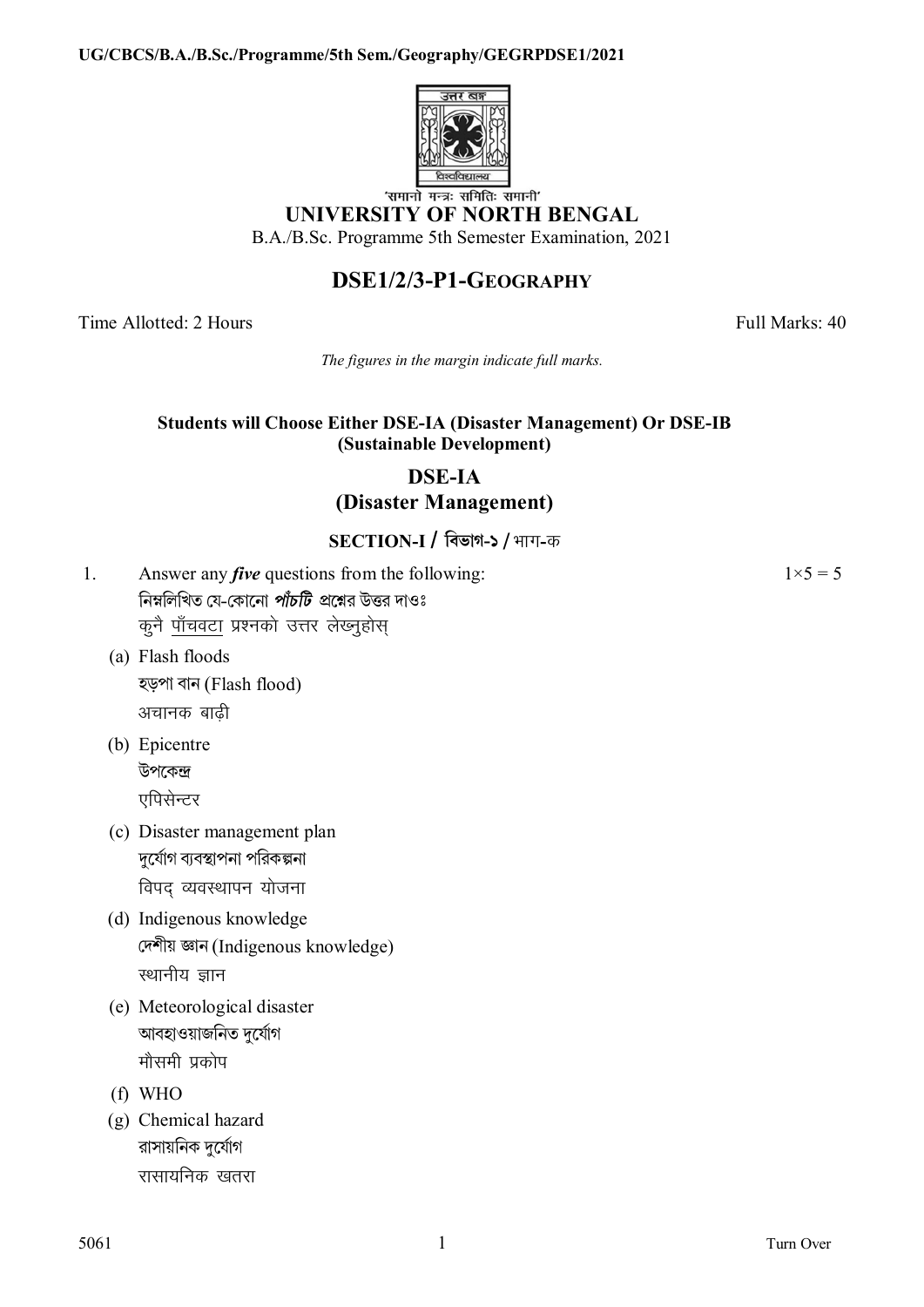UG/CBCS/B.A./B.Sc./Programme/5th Sem./Geography/GEGRPDSE1/2021

'समानो मन्त्रः समितिः समानी'

# UNIVERSITY OF NORTH BENGAL

B.A./B.Sc. Programme 5th Semester Examination, 2021

## DSE1/2/3-P1-GEOGRAPHY

Time Allotted: 2 Hours — Full Marks: 40

*The figures in the margin indicate full marks.*

**Students will Choose Either DSE-IA (Disaster Management) Or DSE-IB (Sustainable Development)**

## DSE-IA
## (Disaster Management)

### SECTION-I / বিভাগ-১ / भाग-क

1. Answer any ***five*** questions from the following: $1\times5 = 5$
   নিম্নলিখিত যে-কোনো ***পাঁচটি*** প্রশ্নের উত্তর দাওঃ
   कुनै पाँचवटा प्रश्नको उत्तर लेख्नुहोस्

   (a) Flash floods
   হড়পা বান (Flash flood)
   अचानक बाढ़ी

   (b) Epicentre
   উপকেন্দ্র
   एपिसेन्टर

   (c) Disaster management plan
   দুর্যোগ ব্যবস্থাপনা পরিকল্পনা
   विपद् व्यवस्थापन योजना

   (d) Indigenous knowledge
   দেশীয় জ্ঞান (Indigenous knowledge)
   स्थानीय ज्ञान

   (e) Meteorological disaster
   আবহাওয়াজনিত দুর্যোগ
   मौसमी प्रकोप

   (f) WHO

   (g) Chemical hazard
   রাসায়নিক দুর্যোগ
   रासायनिक खतरा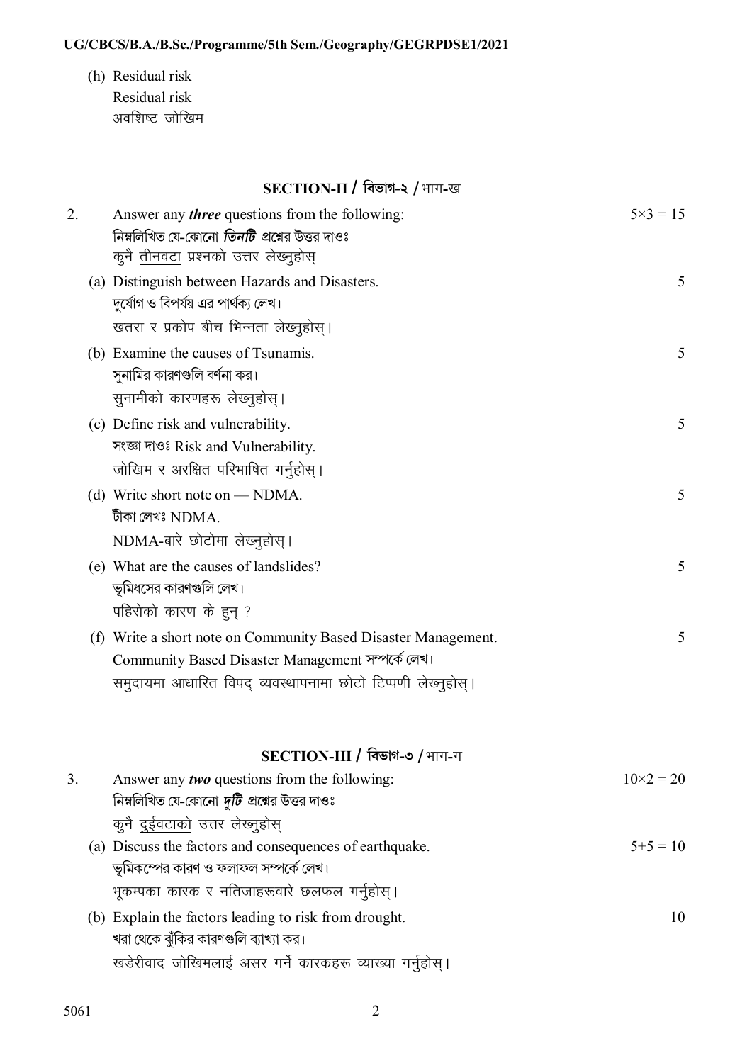(h) Residual risk
Residual risk
अवशिष्ट जोखिम

## SECTION-II / বিভাগ-২ / भाग-ख

2. Answer any ***three*** questions from the following: $5\times3 = 15$
নিম্নলিখিত যে-কোনো ***তিনটি*** প্রশ্নের উত্তর দাওঃ
कुनै तीनवटा प्रश्नको उत्तर लेख्नुहोस्

(a) Distinguish between Hazards and Disasters. 5
দুর্যোগ ও বিপর্যয় এর পার্থক্য লেখ।
खतरा र प्रकोप बीच भिन्नता लेख्नुहोस्।

(b) Examine the causes of Tsunamis. 5
সুনামির কারণগুলি বর্ণনা কর।
सुनामीको कारणहरू लेख्नुहोस्।

(c) Define risk and vulnerability. 5
সংজ্ঞা দাওঃ Risk and Vulnerability.
जोखिम र अरक्षित परिभाषित गर्नुहोस्।

(d) Write short note on — NDMA. 5
টীকা লেখঃ NDMA.
NDMA-बारे छोटोमा लेख्नुहोस्।

(e) What are the causes of landslides? 5
ভূমিধসের কারণগুলি লেখ।
पहिरोको कारण के हुन् ?

(f) Write a short note on Community Based Disaster Management. 5
Community Based Disaster Management সম্পর্কে লেখ।
समुदायमा आधारित विपद् व्यवस्थापनामा छोटो टिप्पणी लेख्नुहोस्।

## SECTION-III / বিভাগ-৩ / भाग-ग

3. Answer any ***two*** questions from the following: $10\times2 = 20$
নিম্নলিখিত যে-কোনো ***দুটি*** প্রশ্নের উত্তর দাওঃ
कुनै दुईवटाको उत्तर लेख्नुहोस्

(a) Discuss the factors and consequences of earthquake. $5+5 = 10$
ভূমিকম্পের কারণ ও ফলাফল সম্পর্কে লেখ।
भूकम्पका कारक र नतिजाहरूवारे छलफल गर्नुहोस्।

(b) Explain the factors leading to risk from drought. 10
খরা থেকে ঝুঁকির কারণগুলি ব্যাখ্যা কর।
खडेरीवाद जोखिमलाई असर गर्ने कारकहरू व्याख्या गर्नुहोस्।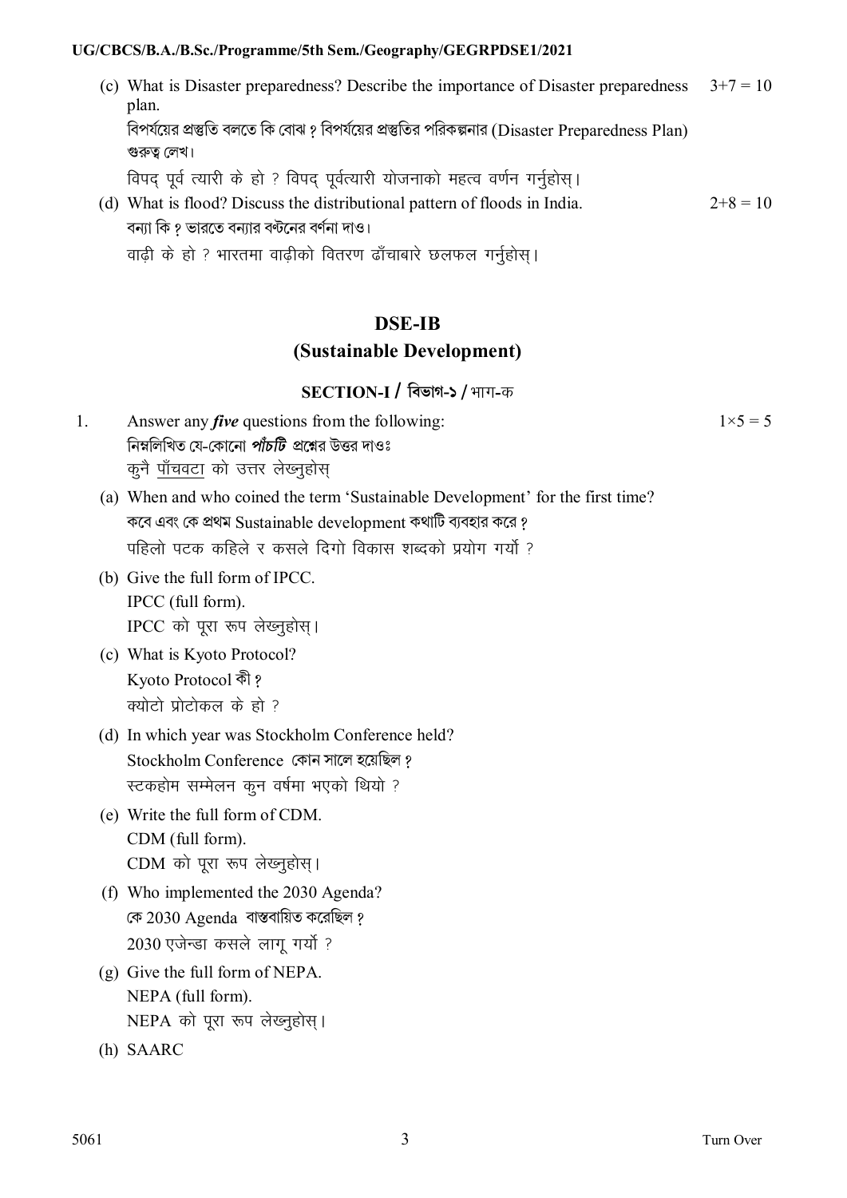(c) What is Disaster preparedness? Describe the importance of Disaster preparedness plan. 3+7 = 10

বিপর্যয়ের প্রস্তুতি বলতে কি বোঝ ? বিপর্যয়ের প্রস্তুতির পরিকল্পনার (Disaster Preparedness Plan) গুরুত্ব লেখ।

विपद् पूर्व त्यारी के हो ? विपद् पूर्वत्यारी योजनाको महत्व वर्णन गर्नुहोस्।

(d) What is flood? Discuss the distributional pattern of floods in India. 2+8 = 10

বন্যা কি ? ভারতে বন্যার বন্টনের বর্ণনা দাও।

वाढ़ी के हो ? भारतमा वाढ़ीको वितरण ढाँचाबारे छलफल गर्नुहोस्।

## DSE-IB

## (Sustainable Development)

### SECTION-I / বিভাগ-১ / भाग-क

1. Answer any ***five*** questions from the following: 1×5 = 5

নিম্নলিখিত যে-কোনো ***পাঁচটি*** প্রশ্নের উত্তর দাওঃ

कुनै <u>पाँचवटा</u> को उत्तर लेख्नुहोस्

(a) When and who coined the term 'Sustainable Development' for the first time?

কবে এবং কে প্রথম Sustainable development কথাটি ব্যবহার করে ?

पहिलो पटक कहिले र कसले दिगो विकास शब्दको प्रयोग गर्यो ?

(b) Give the full form of IPCC.

IPCC (full form).

IPCC को पूरा रूप लेख्नुहोस्।

(c) What is Kyoto Protocol?

Kyoto Protocol কী ?

क्योटो प्रोटोकल के हो ?

(d) In which year was Stockholm Conference held?

Stockholm Conference কোন সালে হয়েছিল ?

स्टकहोम सम्मेलन कुन वर्षमा भएको थियो ?

(e) Write the full form of CDM.

CDM (full form).

CDM को पूरा रूप लेख्नुहोस्।

(f) Who implemented the 2030 Agenda?

কে 2030 Agenda বাস্তবায়িত করেছিল ?

2030 एजेन्डा कसले लागू गर्यो ?

(g) Give the full form of NEPA.

NEPA (full form).

NEPA को पूरा रूप लेख्नुहोस्।

(h) SAARC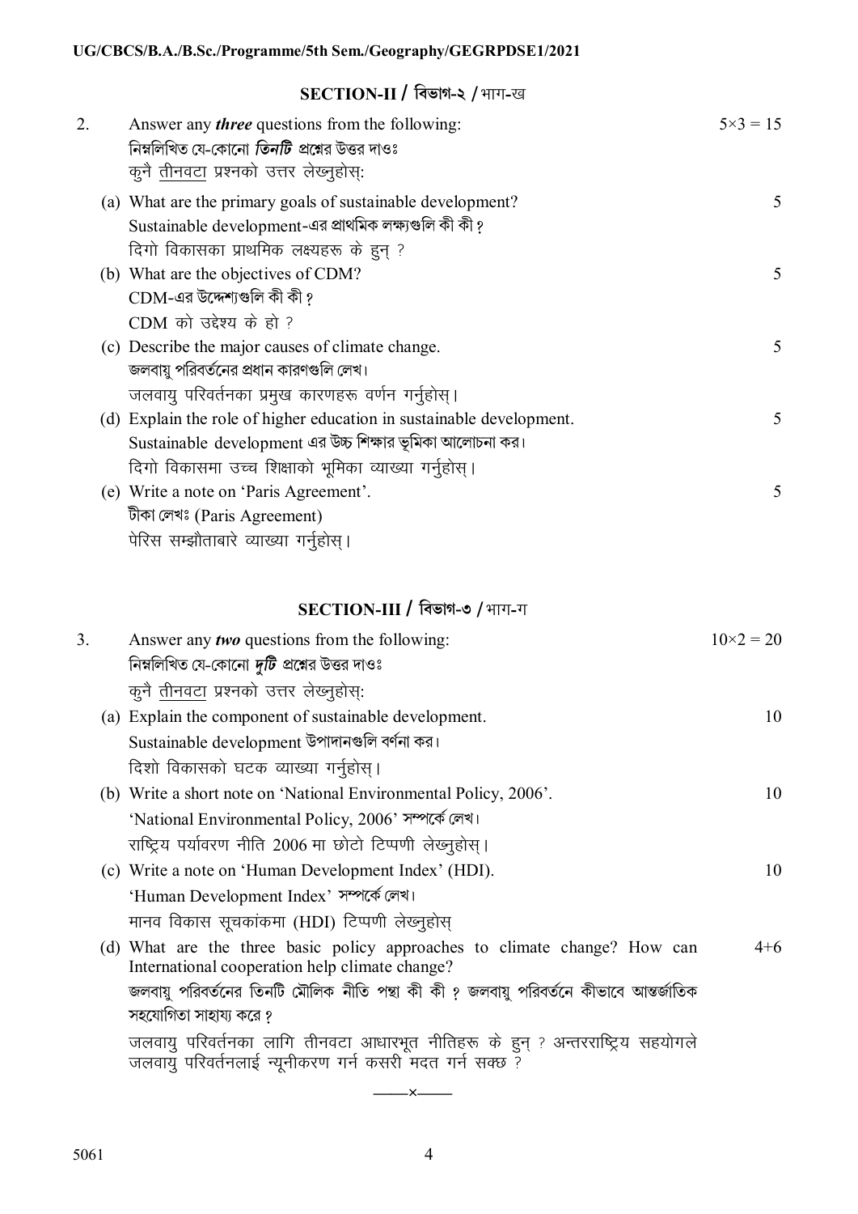## SECTION-II / বিভাগ-২ / भाग-ख

2. Answer any ***three*** questions from the following: $5 \times 3 = 15$
নিম্নলিখিত যে-কোনো ***তিনটি*** প্রশ্নের উত্তর দাওঃ
कुनै तीनवटा प्रश्नको उत्तर लेख्नुहोस्:

(a) What are the primary goals of sustainable development? — 5
Sustainable development-এর প্রাথমিক লক্ষ্যগুলি কী কী?
दिगो विकासका प्राथमिक लक्ष्यहरू के हुन् ?

(b) What are the objectives of CDM? — 5
CDM-এর উদ্দেশ্যগুলি কী কী?
CDM को उद्देश्य के हो ?

(c) Describe the major causes of climate change. — 5
জলবায়ু পরিবর্তনের প্রধান কারণগুলি লেখ।
जलवायु परिवर्तनका प्रमुख कारणहरू वर्णन गर्नुहोस्।

(d) Explain the role of higher education in sustainable development. — 5
Sustainable development এর উচ্চ শিক্ষার ভূমিকা আলোচনা কর।
दिगो विकासमा उच्च शिक्षाको भूमिका व्याख्या गर्नुहोस्।

(e) Write a note on 'Paris Agreement'. — 5
টীকা লেখঃ (Paris Agreement)
पेरिस सम्झौताबारे व्याख्या गर्नुहोस्।

## SECTION-III / বিভাগ-৩ / भाग-ग

3. Answer any ***two*** questions from the following: $10 \times 2 = 20$
নিম্নলিখিত যে-কোনো ***দুটি*** প্রশ্নের উত্তর দাওঃ
कुनै तीनवटा प्रश्नको उत्तर लेख्नुहोस्:

(a) Explain the component of sustainable development. — 10
Sustainable development উপাদানগুলি বর্ণনা কর।
दिशो विकासको घटक व्याख्या गर्नुहोस्।

(b) Write a short note on 'National Environmental Policy, 2006'. — 10
'National Environmental Policy, 2006' সম্পর্কে লেখ।
राष्ट्रिय पर्यावरण नीति 2006 मा छोटो टिप्पणी लेख्नुहोस्।

(c) Write a note on 'Human Development Index' (HDI). — 10
'Human Development Index' সম্পর্কে লেখ।
मानव विकास सूचकांकमा (HDI) टिप्पणी लेख्नुहोस्

(d) What are the three basic policy approaches to climate change? How can International cooperation help climate change? — 4+6
জলবায়ু পরিবর্তনের তিনটি মৌলিক নীতি পন্থা কী কী? জলবায়ু পরিবর্তনে কীভাবে আন্তর্জাতিক সহযোগিতা সাহায্য করে?
जलवायु परिवर्तनका लागि तीनवटा आधारभूत नीतिहरू के हुन् ? अन्तरराष्ट्रिय सहयोगले जलवायु परिवर्तनलाई न्यूनीकरण गर्न कसरी मदत गर्न सक्छ ?

——×——